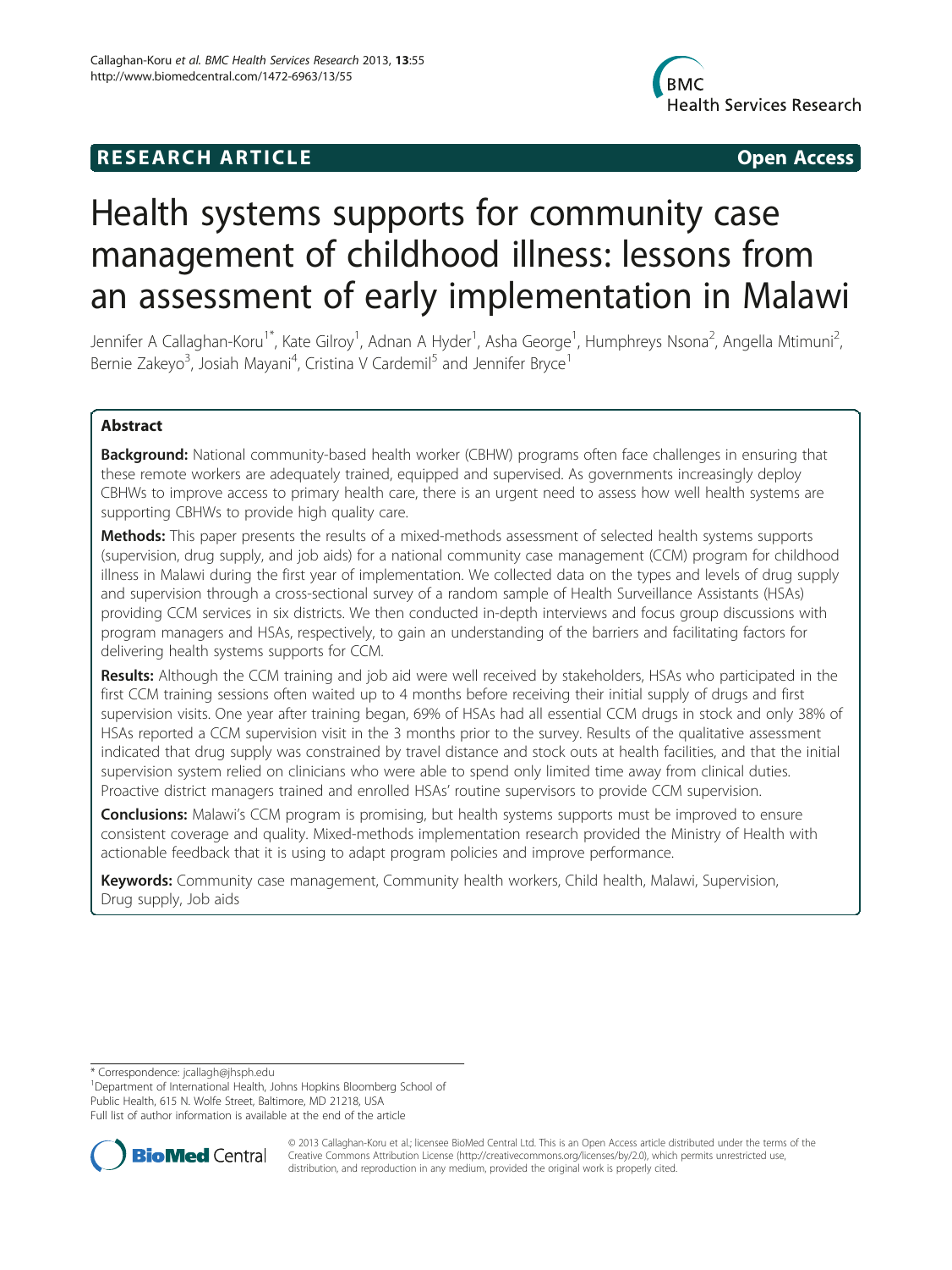RESEARCH ARTICLE Open Access

# Health systems supports for community case management of childhood illness: lessons from an assessment of early implementation in Malawi

Jennifer A Callaghan-Koru[1*], Kate Gilroy[1], Adnan A Hyder[1], Asha George[1], Humphreys Nsona[2], Angella Mtimuni[2], Bernie Zakeyo[3], Josiah Mayani[4], Cristina V Cardemil[5] and Jennifer Bryce[1]

## Abstract

**Background:** National community-based health worker (CBHW) programs often face challenges in ensuring that these remote workers are adequately trained, equipped and supervised. As governments increasingly deploy CBHWs to improve access to primary health care, there is an urgent need to assess how well health systems are supporting CBHWs to provide high quality care.

**Methods:** This paper presents the results of a mixed-methods assessment of selected health systems supports (supervision, drug supply, and job aids) for a national community case management (CCM) program for childhood illness in Malawi during the first year of implementation. We collected data on the types and levels of drug supply and supervision through a cross-sectional survey of a random sample of Health Surveillance Assistants (HSAs) providing CCM services in six districts. We then conducted in-depth interviews and focus group discussions with program managers and HSAs, respectively, to gain an understanding of the barriers and facilitating factors for delivering health systems supports for CCM.

**Results:** Although the CCM training and job aid were well received by stakeholders, HSAs who participated in the first CCM training sessions often waited up to 4 months before receiving their initial supply of drugs and first supervision visits. One year after training began, 69% of HSAs had all essential CCM drugs in stock and only 38% of HSAs reported a CCM supervision visit in the 3 months prior to the survey. Results of the qualitative assessment indicated that drug supply was constrained by travel distance and stock outs at health facilities, and that the initial supervision system relied on clinicians who were able to spend only limited time away from clinical duties. Proactive district managers trained and enrolled HSAs' routine supervisors to provide CCM supervision.

**Conclusions:** Malawi's CCM program is promising, but health systems supports must be improved to ensure consistent coverage and quality. Mixed-methods implementation research provided the Ministry of Health with actionable feedback that it is using to adapt program policies and improve performance.

**Keywords:** Community case management, Community health workers, Child health, Malawi, Supervision, Drug supply, Job aids

---

\* Correspondence: jcallagh@jhsph.edu
[1]Department of International Health, Johns Hopkins Bloomberg School of Public Health, 615 N. Wolfe Street, Baltimore, MD 21218, USA
Full list of author information is available at the end of the article

© 2013 Callaghan-Koru et al.; licensee BioMed Central Ltd. This is an Open Access article distributed under the terms of the Creative Commons Attribution License (http://creativecommons.org/licenses/by/2.0), which permits unrestricted use, distribution, and reproduction in any medium, provided the original work is properly cited.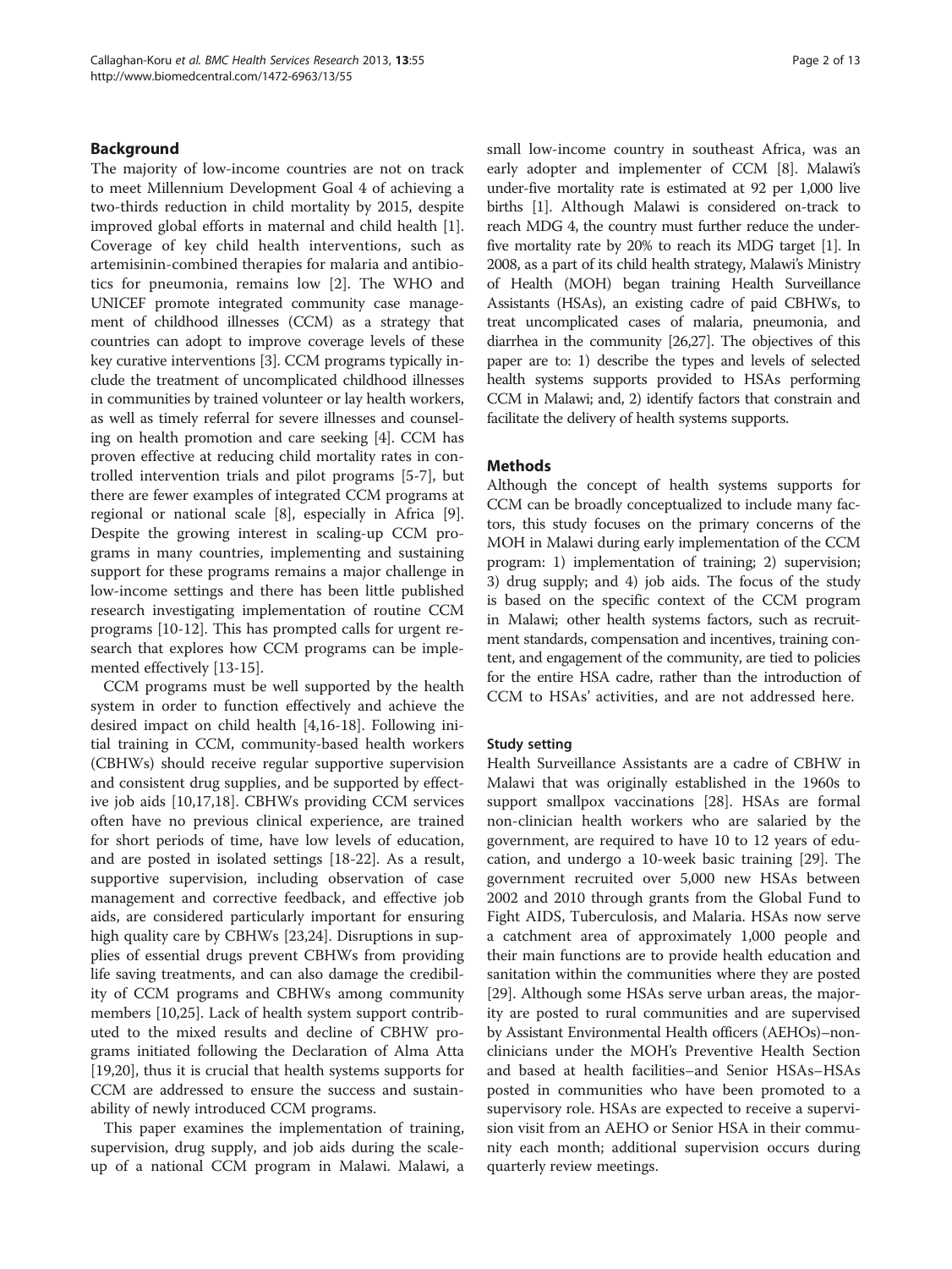## Background

The majority of low-income countries are not on track to meet Millennium Development Goal 4 of achieving a two-thirds reduction in child mortality by 2015, despite improved global efforts in maternal and child health [1]. Coverage of key child health interventions, such as artemisinin-combined therapies for malaria and antibiotics for pneumonia, remains low [2]. The WHO and UNICEF promote integrated community case management of childhood illnesses (CCM) as a strategy that countries can adopt to improve coverage levels of these key curative interventions [3]. CCM programs typically include the treatment of uncomplicated childhood illnesses in communities by trained volunteer or lay health workers, as well as timely referral for severe illnesses and counseling on health promotion and care seeking [4]. CCM has proven effective at reducing child mortality rates in controlled intervention trials and pilot programs [5-7], but there are fewer examples of integrated CCM programs at regional or national scale [8], especially in Africa [9]. Despite the growing interest in scaling-up CCM programs in many countries, implementing and sustaining support for these programs remains a major challenge in low-income settings and there has been little published research investigating implementation of routine CCM programs [10-12]. This has prompted calls for urgent research that explores how CCM programs can be implemented effectively [13-15].

CCM programs must be well supported by the health system in order to function effectively and achieve the desired impact on child health [4,16-18]. Following initial training in CCM, community-based health workers (CBHWs) should receive regular supportive supervision and consistent drug supplies, and be supported by effective job aids [10,17,18]. CBHWs providing CCM services often have no previous clinical experience, are trained for short periods of time, have low levels of education, and are posted in isolated settings [18-22]. As a result, supportive supervision, including observation of case management and corrective feedback, and effective job aids, are considered particularly important for ensuring high quality care by CBHWs [23,24]. Disruptions in supplies of essential drugs prevent CBHWs from providing life saving treatments, and can also damage the credibility of CCM programs and CBHWs among community members [10,25]. Lack of health system support contributed to the mixed results and decline of CBHW programs initiated following the Declaration of Alma Atta [19,20], thus it is crucial that health systems supports for CCM are addressed to ensure the success and sustainability of newly introduced CCM programs.

This paper examines the implementation of training, supervision, drug supply, and job aids during the scale-up of a national CCM program in Malawi. Malawi, a small low-income country in southeast Africa, was an early adopter and implementer of CCM [8]. Malawi's under-five mortality rate is estimated at 92 per 1,000 live births [1]. Although Malawi is considered on-track to reach MDG 4, the country must further reduce the under-five mortality rate by 20% to reach its MDG target [1]. In 2008, as a part of its child health strategy, Malawi's Ministry of Health (MOH) began training Health Surveillance Assistants (HSAs), an existing cadre of paid CBHWs, to treat uncomplicated cases of malaria, pneumonia, and diarrhea in the community [26,27]. The objectives of this paper are to: 1) describe the types and levels of selected health systems supports provided to HSAs performing CCM in Malawi; and, 2) identify factors that constrain and facilitate the delivery of health systems supports.

## Methods

Although the concept of health systems supports for CCM can be broadly conceptualized to include many factors, this study focuses on the primary concerns of the MOH in Malawi during early implementation of the CCM program: 1) implementation of training; 2) supervision; 3) drug supply; and 4) job aids. The focus of the study is based on the specific context of the CCM program in Malawi; other health systems factors, such as recruitment standards, compensation and incentives, training content, and engagement of the community, are tied to policies for the entire HSA cadre, rather than the introduction of CCM to HSAs' activities, and are not addressed here.

### Study setting

Health Surveillance Assistants are a cadre of CBHW in Malawi that was originally established in the 1960s to support smallpox vaccinations [28]. HSAs are formal non-clinician health workers who are salaried by the government, are required to have 10 to 12 years of education, and undergo a 10-week basic training [29]. The government recruited over 5,000 new HSAs between 2002 and 2010 through grants from the Global Fund to Fight AIDS, Tuberculosis, and Malaria. HSAs now serve a catchment area of approximately 1,000 people and their main functions are to provide health education and sanitation within the communities where they are posted [29]. Although some HSAs serve urban areas, the majority are posted to rural communities and are supervised by Assistant Environmental Health officers (AEHOs)–non-clinicians under the MOH's Preventive Health Section and based at health facilities–and Senior HSAs–HSAs posted in communities who have been promoted to a supervisory role. HSAs are expected to receive a supervision visit from an AEHO or Senior HSA in their community each month; additional supervision occurs during quarterly review meetings.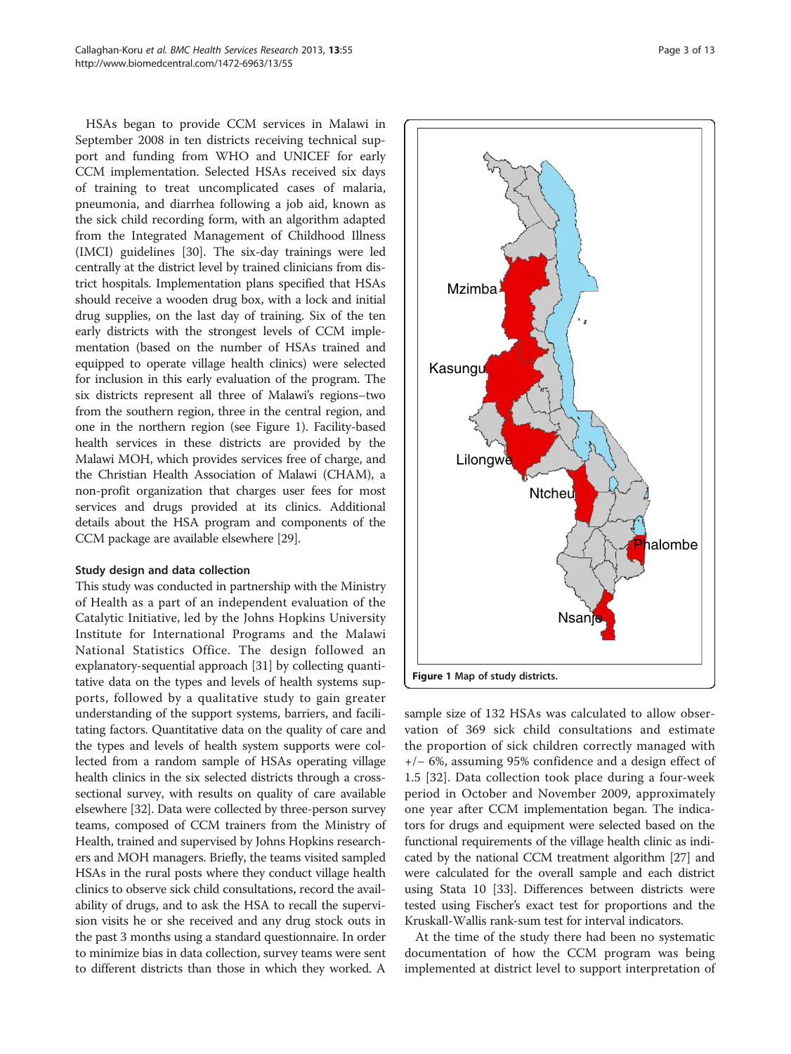HSAs began to provide CCM services in Malawi in September 2008 in ten districts receiving technical support and funding from WHO and UNICEF for early CCM implementation. Selected HSAs received six days of training to treat uncomplicated cases of malaria, pneumonia, and diarrhea following a job aid, known as the sick child recording form, with an algorithm adapted from the Integrated Management of Childhood Illness (IMCI) guidelines [30]. The six-day trainings were led centrally at the district level by trained clinicians from district hospitals. Implementation plans specified that HSAs should receive a wooden drug box, with a lock and initial drug supplies, on the last day of training. Six of the ten early districts with the strongest levels of CCM implementation (based on the number of HSAs trained and equipped to operate village health clinics) were selected for inclusion in this early evaluation of the program. The six districts represent all three of Malawi's regions–two from the southern region, three in the central region, and one in the northern region (see Figure 1). Facility-based health services in these districts are provided by the Malawi MOH, which provides services free of charge, and the Christian Health Association of Malawi (CHAM), a non-profit organization that charges user fees for most services and drugs provided at its clinics. Additional details about the HSA program and components of the CCM package are available elsewhere [29].

### Study design and data collection

This study was conducted in partnership with the Ministry of Health as a part of an independent evaluation of the Catalytic Initiative, led by the Johns Hopkins University Institute for International Programs and the Malawi National Statistics Office. The design followed an explanatory-sequential approach [31] by collecting quantitative data on the types and levels of health systems supports, followed by a qualitative study to gain greater understanding of the support systems, barriers, and facilitating factors. Quantitative data on the quality of care and the types and levels of health system supports were collected from a random sample of HSAs operating village health clinics in the six selected districts through a cross-sectional survey, with results on quality of care available elsewhere [32]. Data were collected by three-person survey teams, composed of CCM trainers from the Ministry of Health, trained and supervised by Johns Hopkins researchers and MOH managers. Briefly, the teams visited sampled HSAs in the rural posts where they conduct village health clinics to observe sick child consultations, record the availability of drugs, and to ask the HSA to recall the supervision visits he or she received and any drug stock outs in the past 3 months using a standard questionnaire. In order to minimize bias in data collection, survey teams were sent to different districts than those in which they worked. A sample size of 132 HSAs was calculated to allow observation of 369 sick child consultations and estimate the proportion of sick children correctly managed with +/− 6%, assuming 95% confidence and a design effect of 1.5 [32]. Data collection took place during a four-week period in October and November 2009, approximately one year after CCM implementation began. The indicators for drugs and equipment were selected based on the functional requirements of the village health clinic as indicated by the national CCM treatment algorithm [27] and were calculated for the overall sample and each district using Stata 10 [33]. Differences between districts were tested using Fischer's exact test for proportions and the Kruskall-Wallis rank-sum test for interval indicators.

Mzimba
Kasungu
Lilongwe
Ntcheu
Phalombe
Nsanje

**Figure 1** Map of study districts.

At the time of the study there had been no systematic documentation of how the CCM program was being implemented at district level to support interpretation of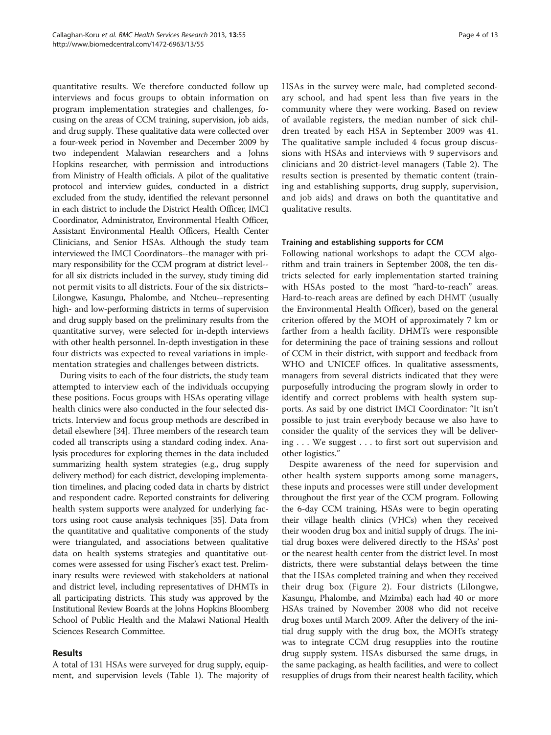quantitative results. We therefore conducted follow up interviews and focus groups to obtain information on program implementation strategies and challenges, focusing on the areas of CCM training, supervision, job aids, and drug supply. These qualitative data were collected over a four-week period in November and December 2009 by two independent Malawian researchers and a Johns Hopkins researcher, with permission and introductions from Ministry of Health officials. A pilot of the qualitative protocol and interview guides, conducted in a district excluded from the study, identified the relevant personnel in each district to include the District Health Officer, IMCI Coordinator, Administrator, Environmental Health Officer, Assistant Environmental Health Officers, Health Center Clinicians, and Senior HSAs. Although the study team interviewed the IMCI Coordinators--the manager with primary responsibility for the CCM program at district level--for all six districts included in the survey, study timing did not permit visits to all districts. Four of the six districts–Lilongwe, Kasungu, Phalombe, and Ntcheu--representing high- and low-performing districts in terms of supervision and drug supply based on the preliminary results from the quantitative survey, were selected for in-depth interviews with other health personnel. In-depth investigation in these four districts was expected to reveal variations in implementation strategies and challenges between districts.

During visits to each of the four districts, the study team attempted to interview each of the individuals occupying these positions. Focus groups with HSAs operating village health clinics were also conducted in the four selected districts. Interview and focus group methods are described in detail elsewhere [34]. Three members of the research team coded all transcripts using a standard coding index. Analysis procedures for exploring themes in the data included summarizing health system strategies (e.g., drug supply delivery method) for each district, developing implementation timelines, and placing coded data in charts by district and respondent cadre. Reported constraints for delivering health system supports were analyzed for underlying factors using root cause analysis techniques [35]. Data from the quantitative and qualitative components of the study were triangulated, and associations between qualitative data on health systems strategies and quantitative outcomes were assessed for using Fischer's exact test. Preliminary results were reviewed with stakeholders at national and district level, including representatives of DHMTs in all participating districts. This study was approved by the Institutional Review Boards at the Johns Hopkins Bloomberg School of Public Health and the Malawi National Health Sciences Research Committee.

## Results

A total of 131 HSAs were surveyed for drug supply, equipment, and supervision levels (Table 1). The majority of HSAs in the survey were male, had completed secondary school, and had spent less than five years in the community where they were working. Based on review of available registers, the median number of sick children treated by each HSA in September 2009 was 41. The qualitative sample included 4 focus group discussions with HSAs and interviews with 9 supervisors and clinicians and 20 district-level managers (Table 2). The results section is presented by thematic content (training and establishing supports, drug supply, supervision, and job aids) and draws on both the quantitative and qualitative results.

### Training and establishing supports for CCM

Following national workshops to adapt the CCM algorithm and train trainers in September 2008, the ten districts selected for early implementation started training with HSAs posted to the most "hard-to-reach" areas. Hard-to-reach areas are defined by each DHMT (usually the Environmental Health Officer), based on the general criterion offered by the MOH of approximately 7 km or farther from a health facility. DHMTs were responsible for determining the pace of training sessions and rollout of CCM in their district, with support and feedback from WHO and UNICEF offices. In qualitative assessments, managers from several districts indicated that they were purposefully introducing the program slowly in order to identify and correct problems with health system supports. As said by one district IMCI Coordinator: "It isn't possible to just train everybody because we also have to consider the quality of the services they will be delivering . . . We suggest . . . to first sort out supervision and other logistics."

Despite awareness of the need for supervision and other health system supports among some managers, these inputs and processes were still under development throughout the first year of the CCM program. Following the 6-day CCM training, HSAs were to begin operating their village health clinics (VHCs) when they received their wooden drug box and initial supply of drugs. The initial drug boxes were delivered directly to the HSAs' post or the nearest health center from the district level. In most districts, there were substantial delays between the time that the HSAs completed training and when they received their drug box (Figure 2). Four districts (Lilongwe, Kasungu, Phalombe, and Mzimba) each had 40 or more HSAs trained by November 2008 who did not receive drug boxes until March 2009. After the delivery of the initial drug supply with the drug box, the MOH's strategy was to integrate CCM drug resupplies into the routine drug supply system. HSAs disbursed the same drugs, in the same packaging, as health facilities, and were to collect resupplies of drugs from their nearest health facility, which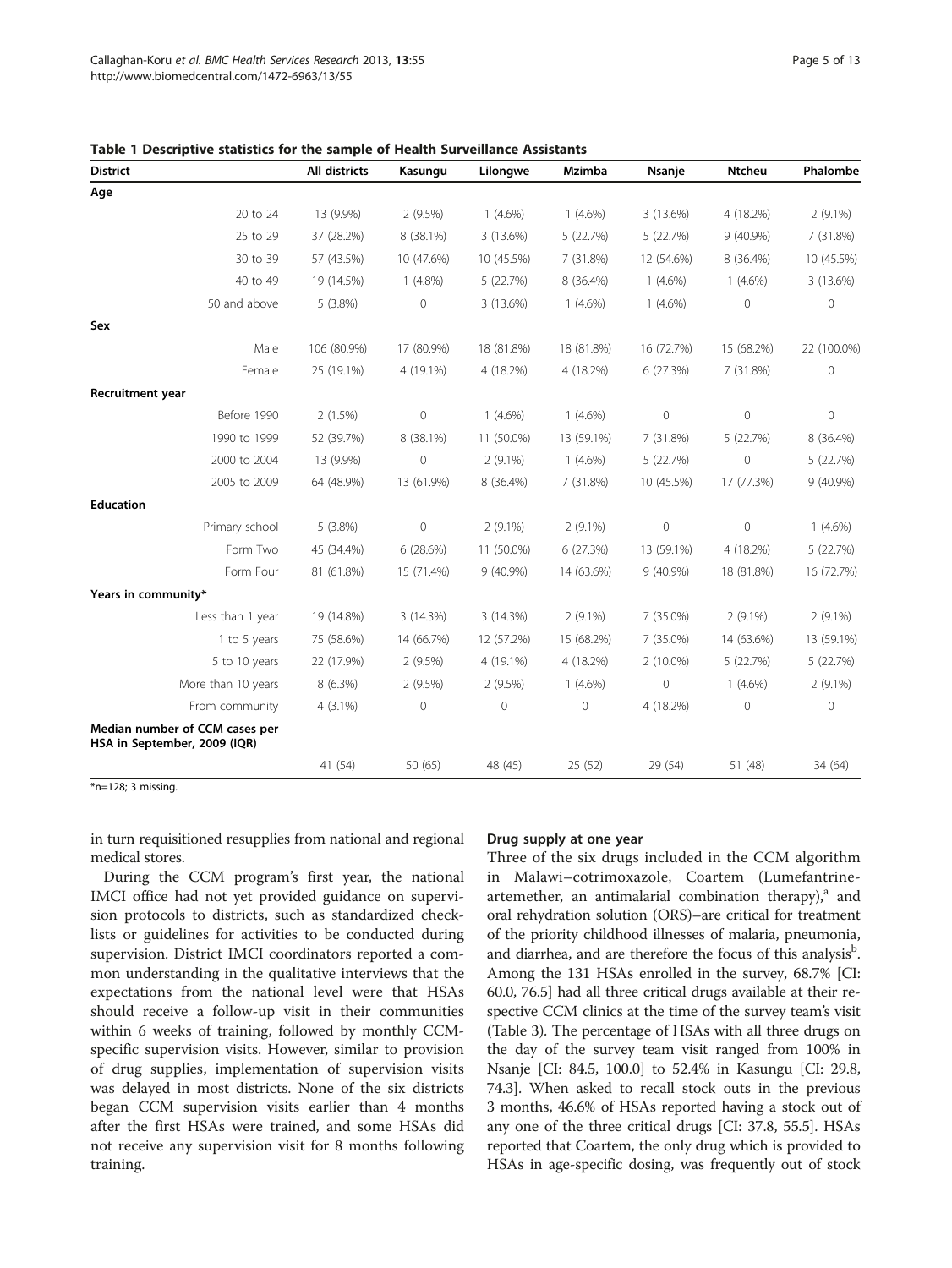**Table 1 Descriptive statistics for the sample of Health Surveillance Assistants**

| District | All districts | Kasungu | Lilongwe | Mzimba | Nsanje | Ntcheu | Phalombe |
|---|---|---|---|---|---|---|---|
| **Age** | | | | | | | |
| 20 to 24 | 13 (9.9%) | 2 (9.5%) | 1 (4.6%) | 1 (4.6%) | 3 (13.6%) | 4 (18.2%) | 2 (9.1%) |
| 25 to 29 | 37 (28.2%) | 8 (38.1%) | 3 (13.6%) | 5 (22.7%) | 5 (22.7%) | 9 (40.9%) | 7 (31.8%) |
| 30 to 39 | 57 (43.5%) | 10 (47.6%) | 10 (45.5%) | 7 (31.8%) | 12 (54.6%) | 8 (36.4%) | 10 (45.5%) |
| 40 to 49 | 19 (14.5%) | 1 (4.8%) | 5 (22.7%) | 8 (36.4%) | 1 (4.6%) | 1 (4.6%) | 3 (13.6%) |
| 50 and above | 5 (3.8%) | 0 | 3 (13.6%) | 1 (4.6%) | 1 (4.6%) | 0 | 0 |
| **Sex** | | | | | | | |
| Male | 106 (80.9%) | 17 (80.9%) | 18 (81.8%) | 18 (81.8%) | 16 (72.7%) | 15 (68.2%) | 22 (100.0%) |
| Female | 25 (19.1%) | 4 (19.1%) | 4 (18.2%) | 4 (18.2%) | 6 (27.3%) | 7 (31.8%) | 0 |
| **Recruitment year** | | | | | | | |
| Before 1990 | 2 (1.5%) | 0 | 1 (4.6%) | 1 (4.6%) | 0 | 0 | 0 |
| 1990 to 1999 | 52 (39.7%) | 8 (38.1%) | 11 (50.0%) | 13 (59.1%) | 7 (31.8%) | 5 (22.7%) | 8 (36.4%) |
| 2000 to 2004 | 13 (9.9%) | 0 | 2 (9.1%) | 1 (4.6%) | 5 (22.7%) | 0 | 5 (22.7%) |
| 2005 to 2009 | 64 (48.9%) | 13 (61.9%) | 8 (36.4%) | 7 (31.8%) | 10 (45.5%) | 17 (77.3%) | 9 (40.9%) |
| **Education** | | | | | | | |
| Primary school | 5 (3.8%) | 0 | 2 (9.1%) | 2 (9.1%) | 0 | 0 | 1 (4.6%) |
| Form Two | 45 (34.4%) | 6 (28.6%) | 11 (50.0%) | 6 (27.3%) | 13 (59.1%) | 4 (18.2%) | 5 (22.7%) |
| Form Four | 81 (61.8%) | 15 (71.4%) | 9 (40.9%) | 14 (63.6%) | 9 (40.9%) | 18 (81.8%) | 16 (72.7%) |
| **Years in community*** | | | | | | | |
| Less than 1 year | 19 (14.8%) | 3 (14.3%) | 3 (14.3%) | 2 (9.1%) | 7 (35.0%) | 2 (9.1%) | 2 (9.1%) |
| 1 to 5 years | 75 (58.6%) | 14 (66.7%) | 12 (57.2%) | 15 (68.2%) | 7 (35.0%) | 14 (63.6%) | 13 (59.1%) |
| 5 to 10 years | 22 (17.9%) | 2 (9.5%) | 4 (19.1%) | 4 (18.2%) | 2 (10.0%) | 5 (22.7%) | 5 (22.7%) |
| More than 10 years | 8 (6.3%) | 2 (9.5%) | 2 (9.5%) | 1 (4.6%) | 0 | 1 (4.6%) | 2 (9.1%) |
| From community | 4 (3.1%) | 0 | 0 | 0 | 4 (18.2%) | 0 | 0 |
| **Median number of CCM cases per HSA in September, 2009 (IQR)** | 41 (54) | 50 (65) | 48 (45) | 25 (52) | 29 (54) | 51 (48) | 34 (64) |

*n=128; 3 missing.

in turn requisitioned resupplies from national and regional medical stores.

During the CCM program's first year, the national IMCI office had not yet provided guidance on supervision protocols to districts, such as standardized checklists or guidelines for activities to be conducted during supervision. District IMCI coordinators reported a common understanding in the qualitative interviews that the expectations from the national level were that HSAs should receive a follow-up visit in their communities within 6 weeks of training, followed by monthly CCM-specific supervision visits. However, similar to provision of drug supplies, implementation of supervision visits was delayed in most districts. None of the six districts began CCM supervision visits earlier than 4 months after the first HSAs were trained, and some HSAs did not receive any supervision visit for 8 months following training.

### Drug supply at one year

Three of the six drugs included in the CCM algorithm in Malawi–cotrimoxazole, Coartem (Lumefantrine-artemether, an antimalarial combination therapy),[a] and oral rehydration solution (ORS)–are critical for treatment of the priority childhood illnesses of malaria, pneumonia, and diarrhea, and are therefore the focus of this analysis[b]. Among the 131 HSAs enrolled in the survey, 68.7% [CI: 60.0, 76.5] had all three critical drugs available at their respective CCM clinics at the time of the survey team's visit (Table 3). The percentage of HSAs with all three drugs on the day of the survey team visit ranged from 100% in Nsanje [CI: 84.5, 100.0] to 52.4% in Kasungu [CI: 29.8, 74.3]. When asked to recall stock outs in the previous 3 months, 46.6% of HSAs reported having a stock out of any one of the three critical drugs [CI: 37.8, 55.5]. HSAs reported that Coartem, the only drug which is provided to HSAs in age-specific dosing, was frequently out of stock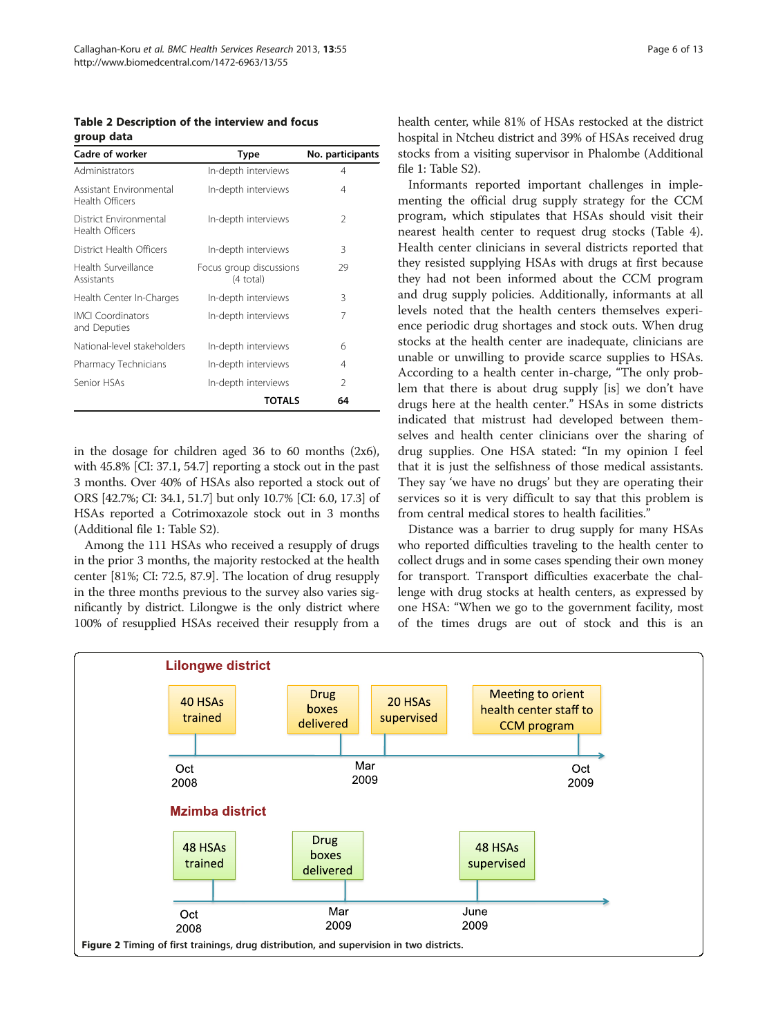**Table 2 Description of the interview and focus group data**

| Cadre of worker | Type | No. participants |
|---|---|---|
| Administrators | In-depth interviews | 4 |
| Assistant Environmental Health Officers | In-depth interviews | 4 |
| District Environmental Health Officers | In-depth interviews | 2 |
| District Health Officers | In-depth interviews | 3 |
| Health Surveillance Assistants | Focus group discussions (4 total) | 29 |
| Health Center In-Charges | In-depth interviews | 3 |
| IMCI Coordinators and Deputies | In-depth interviews | 7 |
| National-level stakeholders | In-depth interviews | 6 |
| Pharmacy Technicians | In-depth interviews | 4 |
| Senior HSAs | In-depth interviews | 2 |
| | **TOTALS** | **64** |

in the dosage for children aged 36 to 60 months (2x6), with 45.8% [CI: 37.1, 54.7] reporting a stock out in the past 3 months. Over 40% of HSAs also reported a stock out of ORS [42.7%; CI: 34.1, 51.7] but only 10.7% [CI: 6.0, 17.3] of HSAs reported a Cotrimoxazole stock out in 3 months (Additional file 1: Table S2).

Among the 111 HSAs who received a resupply of drugs in the prior 3 months, the majority restocked at the health center [81%; CI: 72.5, 87.9]. The location of drug resupply in the three months previous to the survey also varies significantly by district. Lilongwe is the only district where 100% of resupplied HSAs received their resupply from a health center, while 81% of HSAs restocked at the district hospital in Ntcheu district and 39% of HSAs received drug stocks from a visiting supervisor in Phalombe (Additional file 1: Table S2).

Informants reported important challenges in implementing the official drug supply strategy for the CCM program, which stipulates that HSAs should visit their nearest health center to request drug stocks (Table 4). Health center clinicians in several districts reported that they resisted supplying HSAs with drugs at first because they had not been informed about the CCM program and drug supply policies. Additionally, informants at all levels noted that the health centers themselves experience periodic drug shortages and stock outs. When drug stocks at the health center are inadequate, clinicians are unable or unwilling to provide scarce supplies to HSAs. According to a health center in-charge, "The only problem that there is about drug supply [is] we don't have drugs here at the health center." HSAs in some districts indicated that mistrust had developed between themselves and health center clinicians over the sharing of drug supplies. One HSA stated: "In my opinion I feel that it is just the selfishness of those medical assistants. They say 'we have no drugs' but they are operating their services so it is very difficult to say that this problem is from central medical stores to health facilities."

Distance was a barrier to drug supply for many HSAs who reported difficulties traveling to the health center to collect drugs and in some cases spending their own money for transport. Transport difficulties exacerbate the challenge with drug stocks at health centers, as expressed by one HSA: "When we go to the government facility, most of the times drugs are out of stock and this is an

**Lilongwe district**

- Oct 2008: 40 HSAs trained
- Mar 2009: Drug boxes delivered; 20 HSAs supervised
- Oct 2009: Meeting to orient health center staff to CCM program

**Mzimba district**

- Oct 2008: 48 HSAs trained
- Mar 2009: Drug boxes delivered
- June 2009: 48 HSAs supervised

**Figure 2** Timing of first trainings, drug distribution, and supervision in two districts.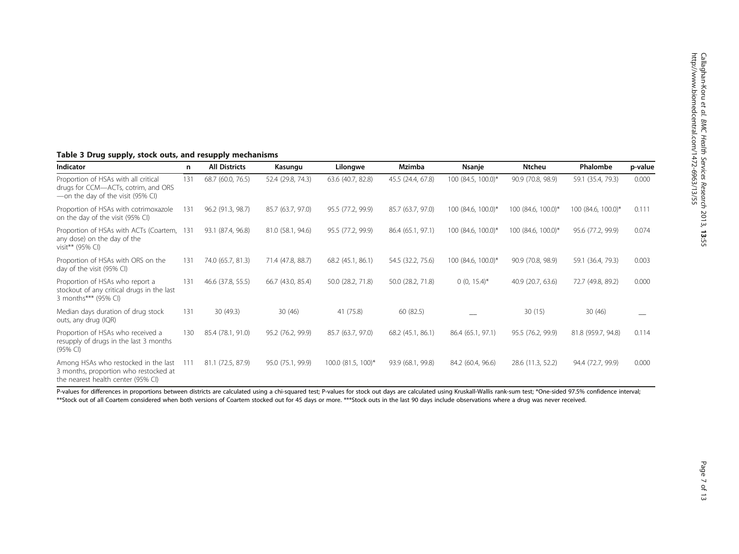**Table 3 Drug supply, stock outs, and resupply mechanisms**

| Indicator | n | All Districts | Kasungu | Lilongwe | Mzimba | Nsanje | Ntcheu | Phalombe | p-value |
|---|---|---|---|---|---|---|---|---|---|
| Proportion of HSAs with all critical drugs for CCM—ACTs, cotrim, and ORS —on the day of the visit (95% CI) | 131 | 68.7 (60.0, 76.5) | 52.4 (29.8, 74.3) | 63.6 (40.7, 82.8) | 45.5 (24.4, 67.8) | 100 (84.5, 100.0)* | 90.9 (70.8, 98.9) | 59.1 (35.4, 79.3) | 0.000 |
| Proportion of HSAs with cotrimoxazole on the day of the visit (95% CI) | 131 | 96.2 (91.3, 98.7) | 85.7 (63.7, 97.0) | 95.5 (77.2, 99.9) | 85.7 (63.7, 97.0) | 100 (84.6, 100.0)* | 100 (84.6, 100.0)* | 100 (84.6, 100.0)* | 0.111 |
| Proportion of HSAs with ACTs (Coartem, any dose) on the day of the visit** (95% CI) | 131 | 93.1 (87.4, 96.8) | 81.0 (58.1, 94.6) | 95.5 (77.2, 99.9) | 86.4 (65.1, 97.1) | 100 (84.6, 100.0)* | 100 (84.6, 100.0)* | 95.6 (77.2, 99.9) | 0.074 |
| Proportion of HSAs with ORS on the day of the visit (95% CI) | 131 | 74.0 (65.7, 81.3) | 71.4 (47.8, 88.7) | 68.2 (45.1, 86.1) | 54.5 (32.2, 75.6) | 100 (84.6, 100.0)* | 90.9 (70.8, 98.9) | 59.1 (36.4, 79.3) | 0.003 |
| Proportion of HSAs who report a stockout of any critical drugs in the last 3 months*** (95% CI) | 131 | 46.6 (37.8, 55.5) | 66.7 (43.0, 85.4) | 50.0 (28.2, 71.8) | 50.0 (28.2, 71.8) | 0 (0, 15.4)* | 40.9 (20.7, 63.6) | 72.7 (49.8, 89.2) | 0.000 |
| Median days duration of drug stock outs, any drug (IQR) | 131 | 30 (49.3) | 30 (46) | 41 (75.8) | 60 (82.5) | __ | 30 (15) | 30 (46) | __ |
| Proportion of HSAs who received a resupply of drugs in the last 3 months (95% CI) | 130 | 85.4 (78.1, 91.0) | 95.2 (76.2, 99.9) | 85.7 (63.7, 97.0) | 68.2 (45.1, 86.1) | 86.4 (65.1, 97.1) | 95.5 (76.2, 99.9) | 81.8 (959.7, 94.8) | 0.114 |
| Among HSAs who restocked in the last 3 months, proportion who restocked at the nearest health center (95% CI) | 111 | 81.1 (72.5, 87.9) | 95.0 (75.1, 99.9) | 100.0 (81.5, 100)* | 93.9 (68.1, 99.8) | 84.2 (60.4, 96.6) | 28.6 (11.3, 52.2) | 94.4 (72.7, 99.9) | 0.000 |

P-values for differences in proportions between districts are calculated using a chi-squared test; P-values for stock out days are calculated using Kruskall-Wallis rank-sum test; *One-sided 97.5% confidence interval; **Stock out of all Coartem considered when both versions of Coartem stocked out for 45 days or more. ***Stock outs in the last 90 days include observations where a drug was never received.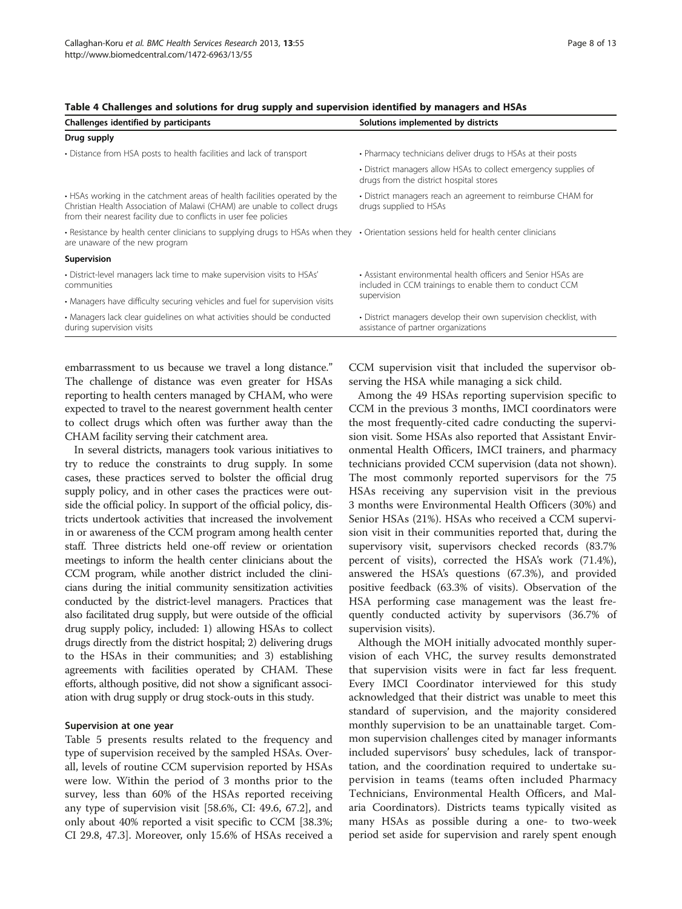**Table 4 Challenges and solutions for drug supply and supervision identified by managers and HSAs**

| Challenges identified by participants | Solutions implemented by districts |
|---|---|
| **Drug supply** | |
| • Distance from HSA posts to health facilities and lack of transport | • Pharmacy technicians deliver drugs to HSAs at their posts |
| | • District managers allow HSAs to collect emergency supplies of drugs from the district hospital stores |
| • HSAs working in the catchment areas of health facilities operated by the Christian Health Association of Malawi (CHAM) are unable to collect drugs from their nearest facility due to conflicts in user fee policies | • District managers reach an agreement to reimburse CHAM for drugs supplied to HSAs |
| • Resistance by health center clinicians to supplying drugs to HSAs when they are unaware of the new program | • Orientation sessions held for health center clinicians |
| **Supervision** | |
| • District-level managers lack time to make supervision visits to HSAs' communities | • Assistant environmental health officers and Senior HSAs are included in CCM trainings to enable them to conduct CCM supervision |
| • Managers have difficulty securing vehicles and fuel for supervision visits | |
| • Managers lack clear guidelines on what activities should be conducted during supervision visits | • District managers develop their own supervision checklist, with assistance of partner organizations |

embarrassment to us because we travel a long distance." The challenge of distance was even greater for HSAs reporting to health centers managed by CHAM, who were expected to travel to the nearest government health center to collect drugs which often was further away than the CHAM facility serving their catchment area.

In several districts, managers took various initiatives to try to reduce the constraints to drug supply. In some cases, these practices served to bolster the official drug supply policy, and in other cases the practices were outside the official policy. In support of the official policy, districts undertook activities that increased the involvement in or awareness of the CCM program among health center staff. Three districts held one-off review or orientation meetings to inform the health center clinicians about the CCM program, while another district included the clinicians during the initial community sensitization activities conducted by the district-level managers. Practices that also facilitated drug supply, but were outside of the official drug supply policy, included: 1) allowing HSAs to collect drugs directly from the district hospital; 2) delivering drugs to the HSAs in their communities; and 3) establishing agreements with facilities operated by CHAM. These efforts, although positive, did not show a significant association with drug supply or drug stock-outs in this study.

### Supervision at one year

Table 5 presents results related to the frequency and type of supervision received by the sampled HSAs. Overall, levels of routine CCM supervision reported by HSAs were low. Within the period of 3 months prior to the survey, less than 60% of the HSAs reported receiving any type of supervision visit [58.6%, CI: 49.6, 67.2], and only about 40% reported a visit specific to CCM [38.3%; CI 29.8, 47.3]. Moreover, only 15.6% of HSAs received a CCM supervision visit that included the supervisor observing the HSA while managing a sick child.

Among the 49 HSAs reporting supervision specific to CCM in the previous 3 months, IMCI coordinators were the most frequently-cited cadre conducting the supervision visit. Some HSAs also reported that Assistant Environmental Health Officers, IMCI trainers, and pharmacy technicians provided CCM supervision (data not shown). The most commonly reported supervisors for the 75 HSAs receiving any supervision visit in the previous 3 months were Environmental Health Officers (30%) and Senior HSAs (21%). HSAs who received a CCM supervision visit in their communities reported that, during the supervisory visit, supervisors checked records (83.7% percent of visits), corrected the HSA's work (71.4%), answered the HSA's questions (67.3%), and provided positive feedback (63.3% of visits). Observation of the HSA performing case management was the least frequently conducted activity by supervisors (36.7% of supervision visits).

Although the MOH initially advocated monthly supervision of each VHC, the survey results demonstrated that supervision visits were in fact far less frequent. Every IMCI Coordinator interviewed for this study acknowledged that their district was unable to meet this standard of supervision, and the majority considered monthly supervision to be an unattainable target. Common supervision challenges cited by manager informants included supervisors' busy schedules, lack of transportation, and the coordination required to undertake supervision in teams (teams often included Pharmacy Technicians, Environmental Health Officers, and Malaria Coordinators). Districts teams typically visited as many HSAs as possible during a one- to two-week period set aside for supervision and rarely spent enough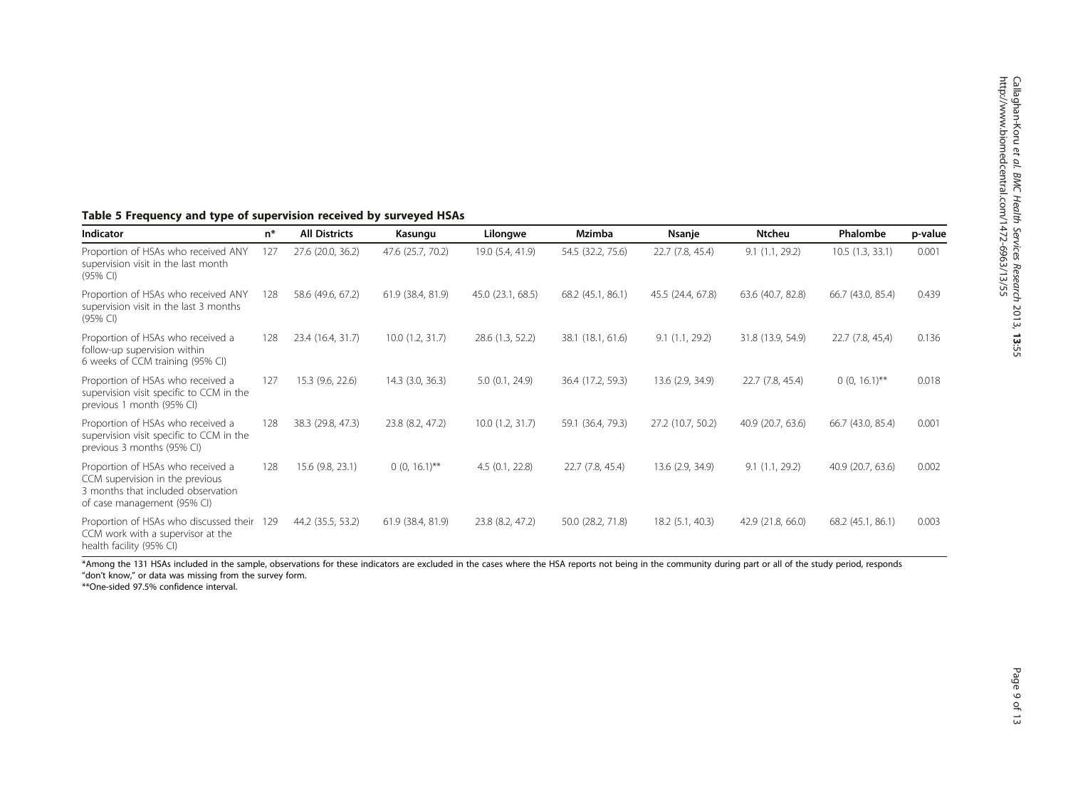**Table 5 Frequency and type of supervision received by surveyed HSAs**

| Indicator | n* | All Districts | Kasungu | Lilongwe | Mzimba | Nsanje | Ntcheu | Phalombe | p-value |
|---|---|---|---|---|---|---|---|---|---|
| Proportion of HSAs who received ANY supervision visit in the last month (95% CI) | 127 | 27.6 (20.0, 36.2) | 47.6 (25.7, 70.2) | 19.0 (5.4, 41.9) | 54.5 (32.2, 75.6) | 22.7 (7.8, 45.4) | 9.1 (1.1, 29.2) | 10.5 (1.3, 33.1) | 0.001 |
| Proportion of HSAs who received ANY supervision visit in the last 3 months (95% CI) | 128 | 58.6 (49.6, 67.2) | 61.9 (38.4, 81.9) | 45.0 (23.1, 68.5) | 68.2 (45.1, 86.1) | 45.5 (24.4, 67.8) | 63.6 (40.7, 82.8) | 66.7 (43.0, 85.4) | 0.439 |
| Proportion of HSAs who received a follow-up supervision within 6 weeks of CCM training (95% CI) | 128 | 23.4 (16.4, 31.7) | 10.0 (1.2, 31.7) | 28.6 (1.3, 52.2) | 38.1 (18.1, 61.6) | 9.1 (1.1, 29.2) | 31.8 (13.9, 54.9) | 22.7 (7.8, 45,4) | 0.136 |
| Proportion of HSAs who received a supervision visit specific to CCM in the previous 1 month (95% CI) | 127 | 15.3 (9.6, 22.6) | 14.3 (3.0, 36.3) | 5.0 (0.1, 24.9) | 36.4 (17.2, 59.3) | 13.6 (2.9, 34.9) | 22.7 (7.8, 45.4) | 0 (0, 16.1)** | 0.018 |
| Proportion of HSAs who received a supervision visit specific to CCM in the previous 3 months (95% CI) | 128 | 38.3 (29.8, 47.3) | 23.8 (8.2, 47.2) | 10.0 (1.2, 31.7) | 59.1 (36.4, 79.3) | 27.2 (10.7, 50.2) | 40.9 (20.7, 63.6) | 66.7 (43.0, 85.4) | 0.001 |
| Proportion of HSAs who received a CCM supervision in the previous 3 months that included observation of case management (95% CI) | 128 | 15.6 (9.8, 23.1) | 0 (0, 16.1)** | 4.5 (0.1, 22.8) | 22.7 (7.8, 45.4) | 13.6 (2.9, 34.9) | 9.1 (1.1, 29.2) | 40.9 (20.7, 63.6) | 0.002 |
| Proportion of HSAs who discussed their CCM work with a supervisor at the health facility (95% CI) | 129 | 44.2 (35.5, 53.2) | 61.9 (38.4, 81.9) | 23.8 (8.2, 47.2) | 50.0 (28.2, 71.8) | 18.2 (5.1, 40.3) | 42.9 (21.8, 66.0) | 68.2 (45.1, 86.1) | 0.003 |

*Among the 131 HSAs included in the sample, observations for these indicators are excluded in the cases where the HSA reports not being in the community during part or all of the study period, responds "don't know," or data was missing from the survey form.

**One-sided 97.5% confidence interval.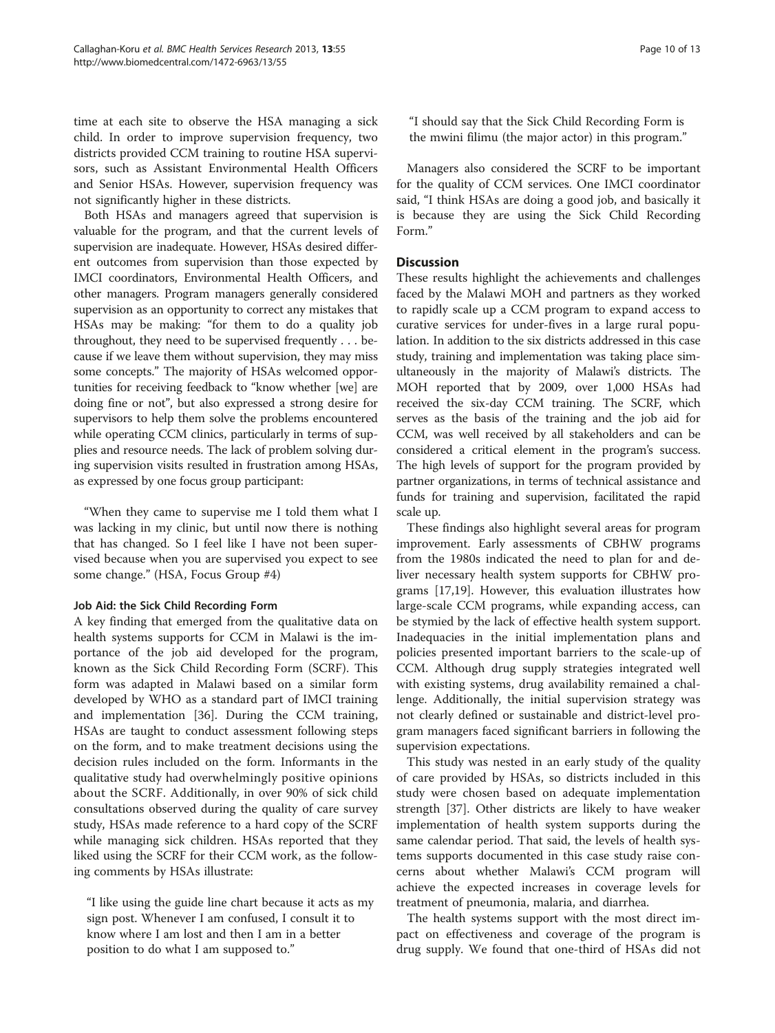time at each site to observe the HSA managing a sick child. In order to improve supervision frequency, two districts provided CCM training to routine HSA supervisors, such as Assistant Environmental Health Officers and Senior HSAs. However, supervision frequency was not significantly higher in these districts.

Both HSAs and managers agreed that supervision is valuable for the program, and that the current levels of supervision are inadequate. However, HSAs desired different outcomes from supervision than those expected by IMCI coordinators, Environmental Health Officers, and other managers. Program managers generally considered supervision as an opportunity to correct any mistakes that HSAs may be making: "for them to do a quality job throughout, they need to be supervised frequently . . . because if we leave them without supervision, they may miss some concepts." The majority of HSAs welcomed opportunities for receiving feedback to "know whether [we] are doing fine or not", but also expressed a strong desire for supervisors to help them solve the problems encountered while operating CCM clinics, particularly in terms of supplies and resource needs. The lack of problem solving during supervision visits resulted in frustration among HSAs, as expressed by one focus group participant:

> "When they came to supervise me I told them what I was lacking in my clinic, but until now there is nothing that has changed. So I feel like I have not been supervised because when you are supervised you expect to see some change." (HSA, Focus Group #4)

#### Job Aid: the Sick Child Recording Form

A key finding that emerged from the qualitative data on health systems supports for CCM in Malawi is the importance of the job aid developed for the program, known as the Sick Child Recording Form (SCRF). This form was adapted in Malawi based on a similar form developed by WHO as a standard part of IMCI training and implementation [36]. During the CCM training, HSAs are taught to conduct assessment following steps on the form, and to make treatment decisions using the decision rules included on the form. Informants in the qualitative study had overwhelmingly positive opinions about the SCRF. Additionally, in over 90% of sick child consultations observed during the quality of care survey study, HSAs made reference to a hard copy of the SCRF while managing sick children. HSAs reported that they liked using the SCRF for their CCM work, as the following comments by HSAs illustrate:

> "I like using the guide line chart because it acts as my sign post. Whenever I am confused, I consult it to know where I am lost and then I am in a better position to do what I am supposed to."

> "I should say that the Sick Child Recording Form is the mwini filimu (the major actor) in this program."

Managers also considered the SCRF to be important for the quality of CCM services. One IMCI coordinator said, "I think HSAs are doing a good job, and basically it is because they are using the Sick Child Recording Form."

## Discussion

These results highlight the achievements and challenges faced by the Malawi MOH and partners as they worked to rapidly scale up a CCM program to expand access to curative services for under-fives in a large rural population. In addition to the six districts addressed in this case study, training and implementation was taking place simultaneously in the majority of Malawi's districts. The MOH reported that by 2009, over 1,000 HSAs had received the six-day CCM training. The SCRF, which serves as the basis of the training and the job aid for CCM, was well received by all stakeholders and can be considered a critical element in the program's success. The high levels of support for the program provided by partner organizations, in terms of technical assistance and funds for training and supervision, facilitated the rapid scale up.

These findings also highlight several areas for program improvement. Early assessments of CBHW programs from the 1980s indicated the need to plan for and deliver necessary health system supports for CBHW programs [17,19]. However, this evaluation illustrates how large-scale CCM programs, while expanding access, can be stymied by the lack of effective health system support. Inadequacies in the initial implementation plans and policies presented important barriers to the scale-up of CCM. Although drug supply strategies integrated well with existing systems, drug availability remained a challenge. Additionally, the initial supervision strategy was not clearly defined or sustainable and district-level program managers faced significant barriers in following the supervision expectations.

This study was nested in an early study of the quality of care provided by HSAs, so districts included in this study were chosen based on adequate implementation strength [37]. Other districts are likely to have weaker implementation of health system supports during the same calendar period. That said, the levels of health systems supports documented in this case study raise concerns about whether Malawi's CCM program will achieve the expected increases in coverage levels for treatment of pneumonia, malaria, and diarrhea.

The health systems support with the most direct impact on effectiveness and coverage of the program is drug supply. We found that one-third of HSAs did not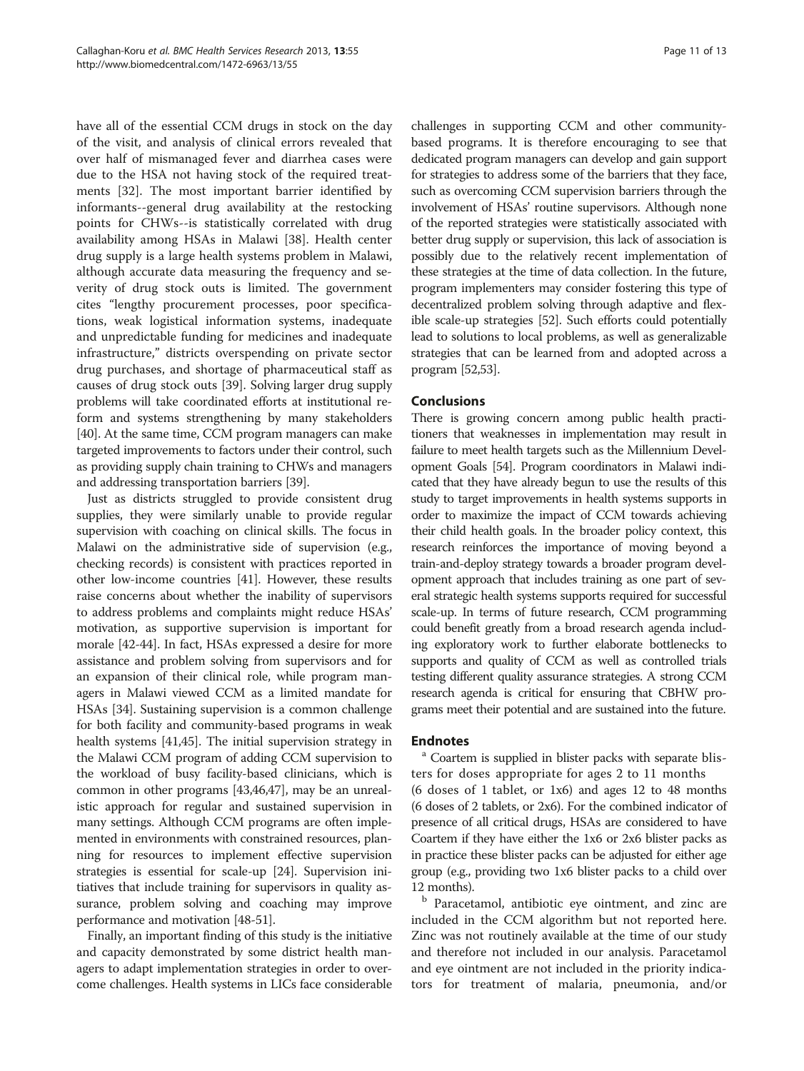have all of the essential CCM drugs in stock on the day of the visit, and analysis of clinical errors revealed that over half of mismanaged fever and diarrhea cases were due to the HSA not having stock of the required treatments [32]. The most important barrier identified by informants--general drug availability at the restocking points for CHWs--is statistically correlated with drug availability among HSAs in Malawi [38]. Health center drug supply is a large health systems problem in Malawi, although accurate data measuring the frequency and severity of drug stock outs is limited. The government cites "lengthy procurement processes, poor specifications, weak logistical information systems, inadequate and unpredictable funding for medicines and inadequate infrastructure," districts overspending on private sector drug purchases, and shortage of pharmaceutical staff as causes of drug stock outs [39]. Solving larger drug supply problems will take coordinated efforts at institutional reform and systems strengthening by many stakeholders [40]. At the same time, CCM program managers can make targeted improvements to factors under their control, such as providing supply chain training to CHWs and managers and addressing transportation barriers [39].

Just as districts struggled to provide consistent drug supplies, they were similarly unable to provide regular supervision with coaching on clinical skills. The focus in Malawi on the administrative side of supervision (e.g., checking records) is consistent with practices reported in other low-income countries [41]. However, these results raise concerns about whether the inability of supervisors to address problems and complaints might reduce HSAs' motivation, as supportive supervision is important for morale [42-44]. In fact, HSAs expressed a desire for more assistance and problem solving from supervisors and for an expansion of their clinical role, while program managers in Malawi viewed CCM as a limited mandate for HSAs [34]. Sustaining supervision is a common challenge for both facility and community-based programs in weak health systems [41,45]. The initial supervision strategy in the Malawi CCM program of adding CCM supervision to the workload of busy facility-based clinicians, which is common in other programs [43,46,47], may be an unrealistic approach for regular and sustained supervision in many settings. Although CCM programs are often implemented in environments with constrained resources, planning for resources to implement effective supervision strategies is essential for scale-up [24]. Supervision initiatives that include training for supervisors in quality assurance, problem solving and coaching may improve performance and motivation [48-51].

Finally, an important finding of this study is the initiative and capacity demonstrated by some district health managers to adapt implementation strategies in order to overcome challenges. Health systems in LICs face considerable challenges in supporting CCM and other community-based programs. It is therefore encouraging to see that dedicated program managers can develop and gain support for strategies to address some of the barriers that they face, such as overcoming CCM supervision barriers through the involvement of HSAs' routine supervisors. Although none of the reported strategies were statistically associated with better drug supply or supervision, this lack of association is possibly due to the relatively recent implementation of these strategies at the time of data collection. In the future, program implementers may consider fostering this type of decentralized problem solving through adaptive and flexible scale-up strategies [52]. Such efforts could potentially lead to solutions to local problems, as well as generalizable strategies that can be learned from and adopted across a program [52,53].

## Conclusions

There is growing concern among public health practitioners that weaknesses in implementation may result in failure to meet health targets such as the Millennium Development Goals [54]. Program coordinators in Malawi indicated that they have already begun to use the results of this study to target improvements in health systems supports in order to maximize the impact of CCM towards achieving their child health goals. In the broader policy context, this research reinforces the importance of moving beyond a train-and-deploy strategy towards a broader program development approach that includes training as one part of several strategic health systems supports required for successful scale-up. In terms of future research, CCM programming could benefit greatly from a broad research agenda including exploratory work to further elaborate bottlenecks to supports and quality of CCM as well as controlled trials testing different quality assurance strategies. A strong CCM research agenda is critical for ensuring that CBHW programs meet their potential and are sustained into the future.

## Endnotes

[a] Coartem is supplied in blister packs with separate blisters for doses appropriate for ages 2 to 11 months (6 doses of 1 tablet, or 1x6) and ages 12 to 48 months (6 doses of 2 tablets, or 2x6). For the combined indicator of presence of all critical drugs, HSAs are considered to have Coartem if they have either the 1x6 or 2x6 blister packs as in practice these blister packs can be adjusted for either age group (e.g., providing two 1x6 blister packs to a child over 12 months).

[b] Paracetamol, antibiotic eye ointment, and zinc are included in the CCM algorithm but not reported here. Zinc was not routinely available at the time of our study and therefore not included in our analysis. Paracetamol and eye ointment are not included in the priority indicators for treatment of malaria, pneumonia, and/or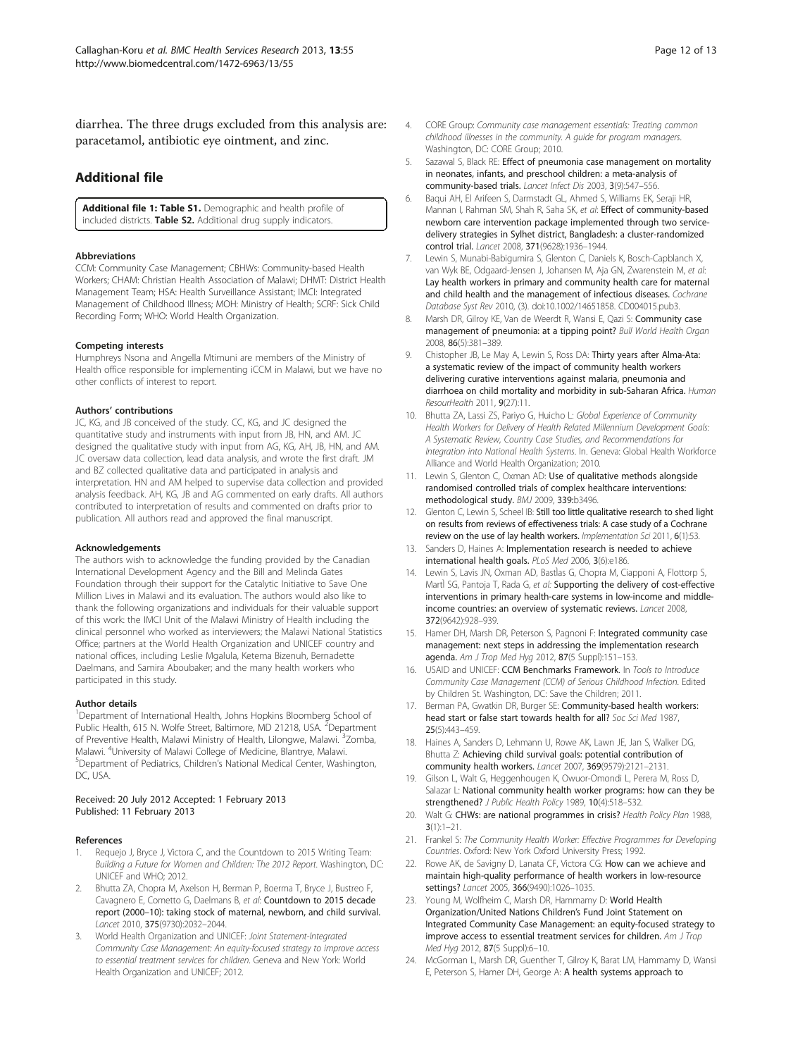diarrhea. The three drugs excluded from this analysis are: paracetamol, antibiotic eye ointment, and zinc.

## Additional file

**Additional file 1: Table S1.** Demographic and health profile of included districts. **Table S2.** Additional drug supply indicators.

#### Abbreviations

CCM: Community Case Management; CBHWs: Community-based Health Workers; CHAM: Christian Health Association of Malawi; DHMT: District Health Management Team; HSA: Health Surveillance Assistant; IMCI: Integrated Management of Childhood Illness; MOH: Ministry of Health; SCRF: Sick Child Recording Form; WHO: World Health Organization.

#### Competing interests

Humphreys Nsona and Angella Mtimuni are members of the Ministry of Health office responsible for implementing iCCM in Malawi, but we have no other conflicts of interest to report.

#### Authors' contributions

JC, KG, and JB conceived of the study. CC, KG, and JC designed the quantitative study and instruments with input from JB, HN, and AM. JC designed the qualitative study with input from AG, KG, AH, JB, HN, and AM. JC oversaw data collection, lead data analysis, and wrote the first draft. JM and BZ collected qualitative data and participated in analysis and interpretation. HN and AM helped to supervise data collection and provided analysis feedback. AH, KG, JB and AG commented on early drafts. All authors contributed to interpretation of results and commented on drafts prior to publication. All authors read and approved the final manuscript.

#### Acknowledgements

The authors wish to acknowledge the funding provided by the Canadian International Development Agency and the Bill and Melinda Gates Foundation through their support for the Catalytic Initiative to Save One Million Lives in Malawi and its evaluation. The authors would also like to thank the following organizations and individuals for their valuable support of this work: the IMCI Unit of the Malawi Ministry of Health including the clinical personnel who worked as interviewers; the Malawi National Statistics Office; partners at the World Health Organization and UNICEF country and national offices, including Leslie Mgalula, Ketema Bizenuh, Bernadette Daelmans, and Samira Aboubaker; and the many health workers who participated in this study.

#### Author details

[1]Department of International Health, Johns Hopkins Bloomberg School of Public Health, 615 N. Wolfe Street, Baltimore, MD 21218, USA. [2]Department of Preventive Health, Malawi Ministry of Health, Lilongwe, Malawi. [3]Zomba, Malawi. [4]University of Malawi College of Medicine, Blantyre, Malawi. [5]Department of Pediatrics, Children's National Medical Center, Washington, DC, USA.

Received: 20 July 2012 Accepted: 1 February 2013
Published: 11 February 2013

#### References

1. Requejo J, Bryce J, Victora C, and the Countdown to 2015 Writing Team: *Building a Future for Women and Children: The 2012 Report*. Washington, DC: UNICEF and WHO; 2012.
2. Bhutta ZA, Chopra M, Axelson H, Berman P, Boerma T, Bryce J, Bustreo F, Cavagnero E, Cometto G, Daelmans B, *et al*: **Countdown to 2015 decade report (2000–10): taking stock of maternal, newborn, and child survival.** *Lancet* 2010, **375**(9730):2032–2044.
3. World Health Organization and UNICEF: *Joint Statement-Integrated Community Case Management: An equity-focused strategy to improve access to essential treatment services for children*. Geneva and New York: World Health Organization and UNICEF; 2012.
4. CORE Group: *Community case management essentials: Treating common childhood illnesses in the community. A guide for program managers*. Washington, DC: CORE Group; 2010.
5. Sazawal S, Black RE: **Effect of pneumonia case management on mortality in neonates, infants, and preschool children: a meta-analysis of community-based trials.** *Lancet Infect Dis* 2003, **3**(9):547–556.
6. Baqui AH, El Arifeen S, Darmstadt GL, Ahmed S, Williams EK, Seraji HR, Mannan I, Rahman SM, Shah R, Saha SK, *et al*: **Effect of community-based newborn care intervention package implemented through two service-delivery strategies in Sylhet district, Bangladesh: a cluster-randomized control trial.** *Lancet* 2008, **371**(9628):1936–1944.
7. Lewin S, Munabi-Babigumira S, Glenton C, Daniels K, Bosch-Capblanch X, van Wyk BE, Odgaard-Jensen J, Johansen M, Aja GN, Zwarenstein M, *et al*: **Lay health workers in primary and community health care for maternal and child health and the management of infectious diseases.** *Cochrane Database Syst Rev* 2010, (3). doi:10.1002/14651858. CD004015.pub3.
8. Marsh DR, Gilroy KE, Van de Weerdt R, Wansi E, Qazi S: **Community case management of pneumonia: at a tipping point?** *Bull World Health Organ* 2008, **86**(5):381–389.
9. Chistopher JB, Le May A, Lewin S, Ross DA: **Thirty years after Alma-Ata: a systematic review of the impact of community health workers delivering curative interventions against malaria, pneumonia and diarrhoea on child mortality and morbidity in sub-Saharan Africa.** *Human ResourHealth* 2011, **9**(27):11.
10. Bhutta ZA, Lassi ZS, Pariyo G, Huicho L: *Global Experience of Community Health Workers for Delivery of Health Related Millennium Development Goals: A Systematic Review, Country Case Studies, and Recommendations for Integration into National Health Systems*. In. Geneva: Global Health Workforce Alliance and World Health Organization; 2010.
11. Lewin S, Glenton C, Oxman AD: **Use of qualitative methods alongside randomised controlled trials of complex healthcare interventions: methodological study.** *BMJ* 2009, **339**:b3496.
12. Glenton C, Lewin S, Scheel IB: **Still too little qualitative research to shed light on results from reviews of effectiveness trials: A case study of a Cochrane review on the use of lay health workers.** *Implementation Sci* 2011, **6**(1):53.
13. Sanders D, Haines A: **Implementation research is needed to achieve international health goals.** *PLoS Med* 2006, **3**(6):e186.
14. Lewin S, Lavis JN, Oxman AD, Bastìas G, Chopra M, Ciapponi A, Flottorp S, Martì SG, Pantoja T, Rada G, *et al*: **Supporting the delivery of cost-effective interventions in primary health-care systems in low-income and middle-income countries: an overview of systematic reviews.** *Lancet* 2008, **372**(9642):928–939.
15. Hamer DH, Marsh DR, Peterson S, Pagnoni F: **Integrated community case management: next steps in addressing the implementation research agenda.** *Am J Trop Med Hyg* 2012, **87**(5 Suppl):151–153.
16. USAID and UNICEF: **CCM Benchmarks Framework**. In *Tools to Introduce Community Case Management (CCM) of Serious Childhood Infection*. Edited by Children St. Washington, DC: Save the Children; 2011.
17. Berman PA, Gwatkin DR, Burger SE: **Community-based health workers: head start or false start towards health for all?** *Soc Sci Med* 1987, **25**(5):443–459.
18. Haines A, Sanders D, Lehmann U, Rowe AK, Lawn JE, Jan S, Walker DG, Bhutta Z: **Achieving child survival goals: potential contribution of community health workers.** *Lancet* 2007, **369**(9579):2121–2131.
19. Gilson L, Walt G, Heggenhougen K, Owuor-Omondi L, Perera M, Ross D, Salazar L: **National community health worker programs: how can they be strengthened?** *J Public Health Policy* 1989, **10**(4):518–532.
20. Walt G: **CHWs: are national programmes in crisis?** *Health Policy Plan* 1988, **3**(1):1–21.
21. Frankel S: *The Community Health Worker: Effective Programmes for Developing Countries*. Oxford: New York Oxford University Press; 1992.
22. Rowe AK, de Savigny D, Lanata CF, Victora CG: **How can we achieve and maintain high-quality performance of health workers in low-resource settings?** *Lancet* 2005, **366**(9490):1026–1035.
23. Young M, Wolfheim C, Marsh DR, Hammamy D: **World Health Organization/United Nations Children's Fund Joint Statement on Integrated Community Case Management: an equity-focused strategy to improve access to essential treatment services for children.** *Am J Trop Med Hyg* 2012, **87**(5 Suppl):6–10.
24. McGorman L, Marsh DR, Guenther T, Gilroy K, Barat LM, Hammamy D, Wansi E, Peterson S, Hamer DH, George A: **A health systems approach to**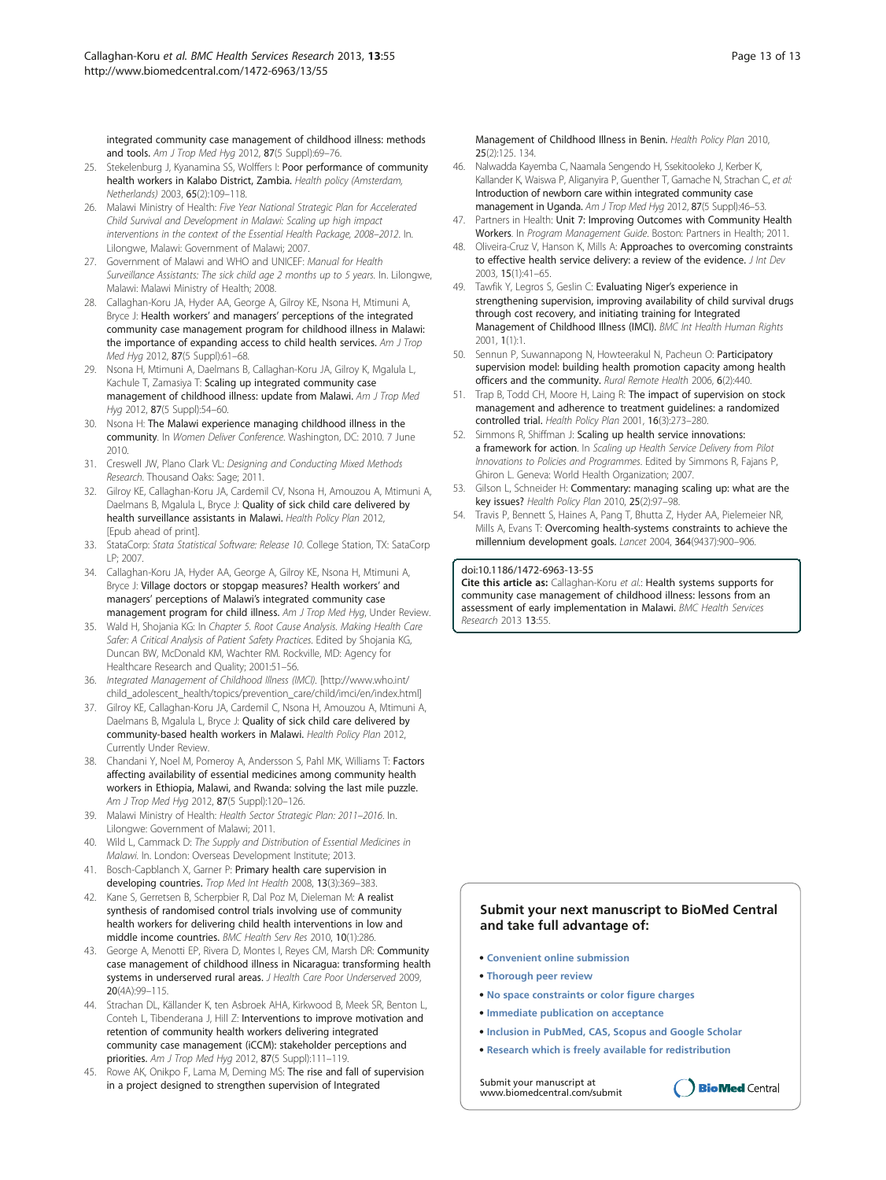integrated community case management of childhood illness: methods and tools. *Am J Trop Med Hyg* 2012, **87**(5 Suppl):69–76.

25. Stekelenburg J, Kyanamina SS, Wolffers I: **Poor performance of community health workers in Kalabo District, Zambia.** *Health policy (Amsterdam, Netherlands)* 2003, **65**(2):109–118.
26. Malawi Ministry of Health: *Five Year National Strategic Plan for Accelerated Child Survival and Development in Malawi: Scaling up high impact interventions in the context of the Essential Health Package, 2008–2012*. In. Lilongwe, Malawi: Government of Malawi; 2007.
27. Government of Malawi and WHO and UNICEF: *Manual for Health Surveillance Assistants: The sick child age 2 months up to 5 years*. In. Lilongwe, Malawi: Malawi Ministry of Health; 2008.
28. Callaghan-Koru JA, Hyder AA, George A, Gilroy KE, Nsona H, Mtimuni A, Bryce J: **Health workers' and managers' perceptions of the integrated community case management program for childhood illness in Malawi: the importance of expanding access to child health services.** *Am J Trop Med Hyg* 2012, **87**(5 Suppl):61–68.
29. Nsona H, Mtimuni A, Daelmans B, Callaghan-Koru JA, Gilroy K, Mgalula L, Kachule T, Zamasiya T: **Scaling up integrated community case management of childhood illness: update from Malawi.** *Am J Trop Med Hyg* 2012, **87**(5 Suppl):54–60.
30. Nsona H: **The Malawi experience managing childhood illness in the community.** In *Women Deliver Conference*. Washington, DC: 2010. 7 June 2010.
31. Creswell JW, Plano Clark VL: *Designing and Conducting Mixed Methods Research*. Thousand Oaks: Sage; 2011.
32. Gilroy KE, Callaghan-Koru JA, Cardemil CV, Nsona H, Amouzou A, Mtimuni A, Daelmans B, Mgalula L, Bryce J: **Quality of sick child care delivered by health surveillance assistants in Malawi.** *Health Policy Plan* 2012, [Epub ahead of print].
33. StataCorp: *Stata Statistical Software: Release 10*. College Station, TX: SataCorp LP; 2007.
34. Callaghan-Koru JA, Hyder AA, George A, Gilroy KE, Nsona H, Mtimuni A, Bryce J: **Village doctors or stopgap measures? Health workers' and managers' perceptions of Malawi's integrated community case management program for child illness.** *Am J Trop Med Hyg*, Under Review.
35. Wald H, Shojania KG: In *Chapter 5. Root Cause Analysis. Making Health Care Safer: A Critical Analysis of Patient Safety Practices*. Edited by Shojania KG, Duncan BW, McDonald KM, Wachter RM. Rockville, MD: Agency for Healthcare Research and Quality; 2001:51–56.
36. *Integrated Management of Childhood Illness (IMCI)*. [http://www.who.int/child_adolescent_health/topics/prevention_care/child/imci/en/index.html]
37. Gilroy KE, Callaghan-Koru JA, Cardemil C, Nsona H, Amouzou A, Mtimuni A, Daelmans B, Mgalula L, Bryce J: **Quality of sick child care delivered by community-based health workers in Malawi.** *Health Policy Plan* 2012, Currently Under Review.
38. Chandani Y, Noel M, Pomeroy A, Andersson S, Pahl MK, Williams T: **Factors affecting availability of essential medicines among community health workers in Ethiopia, Malawi, and Rwanda: solving the last mile puzzle.** *Am J Trop Med Hyg* 2012, **87**(5 Suppl):120–126.
39. Malawi Ministry of Health: *Health Sector Strategic Plan: 2011–2016*. In. Lilongwe: Government of Malawi; 2011.
40. Wild L, Cammack D: *The Supply and Distribution of Essential Medicines in Malawi*. In. London: Overseas Development Institute; 2013.
41. Bosch-Capblanch X, Garner P: **Primary health care supervision in developing countries.** *Trop Med Int Health* 2008, **13**(3):369–383.
42. Kane S, Gerretsen B, Scherpbier R, Dal Poz M, Dieleman M: **A realist synthesis of randomised control trials involving use of community health workers for delivering child health interventions in low and middle income countries.** *BMC Health Serv Res* 2010, **10**(1):286.
43. George A, Menotti EP, Rivera D, Montes I, Reyes CM, Marsh DR: **Community case management of childhood illness in Nicaragua: transforming health systems in underserved rural areas.** *J Health Care Poor Underserved* 2009, **20**(4A):99–115.
44. Strachan DL, Källander K, ten Asbroek AHA, Kirkwood B, Meek SR, Benton L, Conteh L, Tibenderana J, Hill Z: **Interventions to improve motivation and retention of community health workers delivering integrated community case management (iCCM): stakeholder perceptions and priorities.** *Am J Trop Med Hyg* 2012, **87**(5 Suppl):111–119.
45. Rowe AK, Onikpo F, Lama M, Deming MS: **The rise and fall of supervision in a project designed to strengthen supervision of Integrated Management of Childhood Illness in Benin.** *Health Policy Plan* 2010, **25**(2):125. 134.
46. Nalwadda Kayemba C, Naamala Sengendo H, Ssekitooleko J, Kerber K, Kallander K, Waiswa P, Aliganyira P, Guenther T, Gamache N, Strachan C, *et al*: **Introduction of newborn care within integrated community case management in Uganda.** *Am J Trop Med Hyg* 2012, **87**(5 Suppl):46–53.
47. Partners in Health: **Unit 7: Improving Outcomes with Community Health Workers.** In *Program Management Guide*. Boston: Partners in Health; 2011.
48. Oliveira-Cruz V, Hanson K, Mills A: **Approaches to overcoming constraints to effective health service delivery: a review of the evidence.** *J Int Dev* 2003, **15**(1):41–65.
49. Tawfik Y, Legros S, Geslin C: **Evaluating Niger's experience in strengthening supervision, improving availability of child survival drugs through cost recovery, and initiating training for Integrated Management of Childhood Illness (IMCI).** *BMC Int Health Human Rights* 2001, **1**(1):1.
50. Sennun P, Suwannapong N, Howteerakul N, Pacheun O: **Participatory supervision model: building health promotion capacity among health officers and the community.** *Rural Remote Health* 2006, **6**(2):440.
51. Trap B, Todd CH, Moore H, Laing R: **The impact of supervision on stock management and adherence to treatment guidelines: a randomized controlled trial.** *Health Policy Plan* 2001, **16**(3):273–280.
52. Simmons R, Shiffman J: **Scaling up health service innovations: a framework for action.** In *Scaling up Health Service Delivery from Pilot Innovations to Policies and Programmes*. Edited by Simmons R, Fajans P, Ghiron L. Geneva: World Health Organization; 2007.
53. Gilson L, Schneider H: **Commentary: managing scaling up: what are the key issues?** *Health Policy Plan* 2010, **25**(2):97–98.
54. Travis P, Bennett S, Haines A, Pang T, Bhutta Z, Hyder AA, Pielemeier NR, Mills A, Evans T: **Overcoming health-systems constraints to achieve the millennium development goals.** *Lancet* 2004, **364**(9437):900–906.

doi:10.1186/1472-6963-13-55
**Cite this article as:** Callaghan-Koru *et al.*: Health systems supports for community case management of childhood illness: lessons from an assessment of early implementation in Malawi. *BMC Health Services Research* 2013 **13**:55.

**Submit your next manuscript to BioMed Central and take full advantage of:**

- **Convenient online submission**
- **Thorough peer review**
- **No space constraints or color figure charges**
- **Immediate publication on acceptance**
- **Inclusion in PubMed, CAS, Scopus and Google Scholar**
- **Research which is freely available for redistribution**

Submit your manuscript at
www.biomedcentral.com/submit

BioMed Central